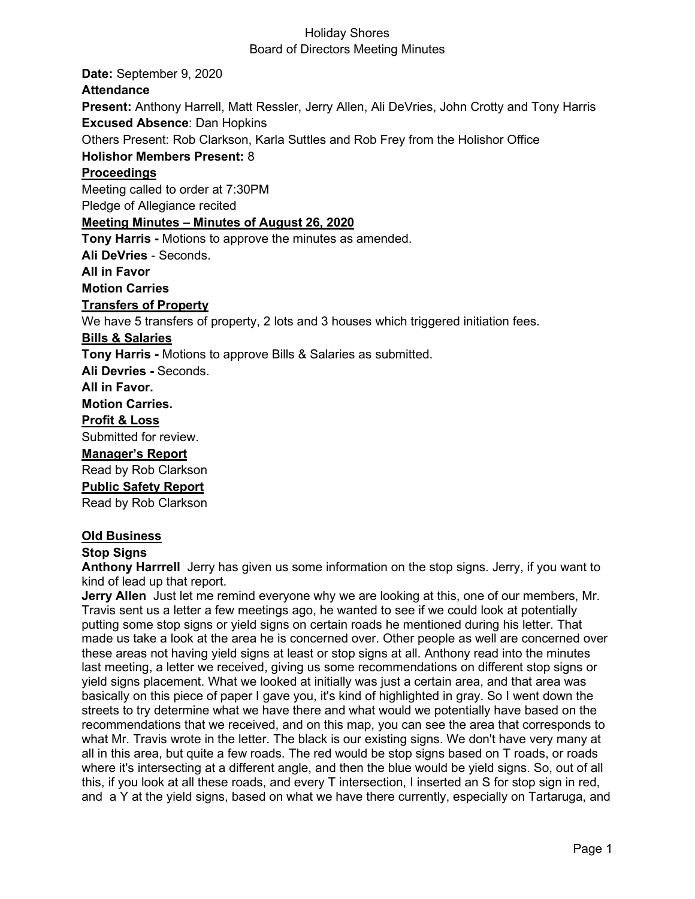# Holiday Shores
## Board of Directors Meeting Minutes

**Date:** September 9, 2020

**Attendance**

**Present:** Anthony Harrell, Matt Ressler, Jerry Allen, Ali DeVries, John Crotty and Tony Harris

**Excused Absence**: Dan Hopkins

Others Present: Rob Clarkson, Karla Suttles and Rob Frey from the Holishor Office

**Holishor Members Present:** 8

## Proceedings

Meeting called to order at 7:30PM

Pledge of Allegiance recited

## Meeting Minutes – Minutes of August 26, 2020

**Tony Harris -** Motions to approve the minutes as amended.

**Ali DeVries** - Seconds.

**All in Favor**

**Motion Carries**

## Transfers of Property

We have 5 transfers of property, 2 lots and 3 houses which triggered initiation fees.

## Bills & Salaries

**Tony Harris -** Motions to approve Bills & Salaries as submitted.

**Ali Devries -** Seconds.

**All in Favor.**

**Motion Carries.**

## Profit & Loss

Submitted for review.

## Manager's Report

Read by Rob Clarkson

## Public Safety Report

Read by Rob Clarkson

## Old Business

### Stop Signs

**Anthony Harrrell** Jerry has given us some information on the stop signs. Jerry, if you want to kind of lead up that report.

**Jerry Allen** Just let me remind everyone why we are looking at this, one of our members, Mr. Travis sent us a letter a few meetings ago, he wanted to see if we could look at potentially putting some stop signs or yield signs on certain roads he mentioned during his letter. That made us take a look at the area he is concerned over. Other people as well are concerned over these areas not having yield signs at least or stop signs at all. Anthony read into the minutes last meeting, a letter we received, giving us some recommendations on different stop signs or yield signs placement. What we looked at initially was just a certain area, and that area was basically on this piece of paper I gave you, it's kind of highlighted in gray. So I went down the streets to try determine what we have there and what would we potentially have based on the recommendations that we received, and on this map, you can see the area that corresponds to what Mr. Travis wrote in the letter. The black is our existing signs. We don't have very many at all in this area, but quite a few roads. The red would be stop signs based on T roads, or roads where it's intersecting at a different angle, and then the blue would be yield signs. So, out of all this, if you look at all these roads, and every T intersection, I inserted an S for stop sign in red, and a Y at the yield signs, based on what we have there currently, especially on Tartaruga, and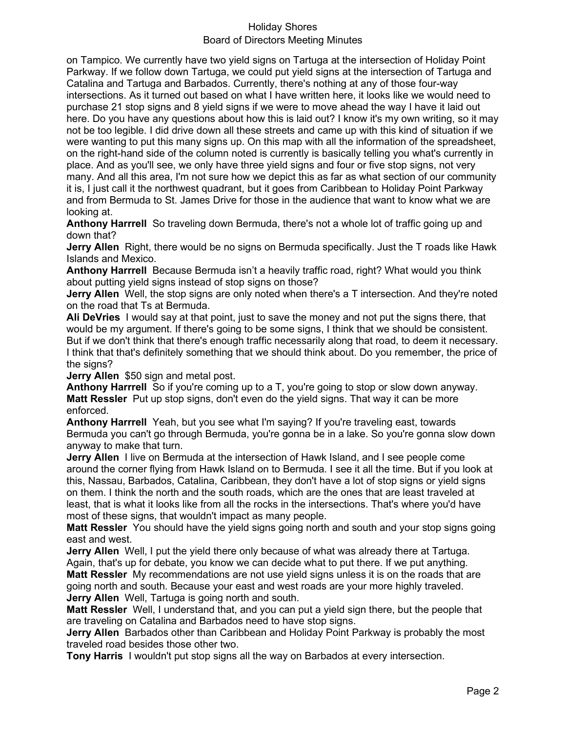on Tampico. We currently have two yield signs on Tartuga at the intersection of Holiday Point Parkway. If we follow down Tartuga, we could put yield signs at the intersection of Tartuga and Catalina and Tartuga and Barbados. Currently, there's nothing at any of those four-way intersections. As it turned out based on what I have written here, it looks like we would need to purchase 21 stop signs and 8 yield signs if we were to move ahead the way I have it laid out here. Do you have any questions about how this is laid out? I know it's my own writing, so it may not be too legible. I did drive down all these streets and came up with this kind of situation if we were wanting to put this many signs up. On this map with all the information of the spreadsheet, on the right-hand side of the column noted is currently is basically telling you what's currently in place. And as you'll see, we only have three yield signs and four or five stop signs, not very many. And all this area, I'm not sure how we depict this as far as what section of our community it is, I just call it the northwest quadrant, but it goes from Caribbean to Holiday Point Parkway and from Bermuda to St. James Drive for those in the audience that want to know what we are looking at.

**Anthony Harrrell** So traveling down Bermuda, there's not a whole lot of traffic going up and down that?

**Jerry Allen** Right, there would be no signs on Bermuda specifically. Just the T roads like Hawk Islands and Mexico.

**Anthony Harrrell** Because Bermuda isn't a heavily traffic road, right? What would you think about putting yield signs instead of stop signs on those?

**Jerry Allen** Well, the stop signs are only noted when there's a T intersection. And they're noted on the road that Ts at Bermuda.

**Ali DeVries** I would say at that point, just to save the money and not put the signs there, that would be my argument. If there's going to be some signs, I think that we should be consistent. But if we don't think that there's enough traffic necessarily along that road, to deem it necessary. I think that that's definitely something that we should think about. Do you remember, the price of the signs?

**Jerry Allen** $50 sign and metal post.

**Anthony Harrrell** So if you're coming up to a T, you're going to stop or slow down anyway.

**Matt Ressler** Put up stop signs, don't even do the yield signs. That way it can be more enforced.

**Anthony Harrrell** Yeah, but you see what I'm saying? If you're traveling east, towards Bermuda you can't go through Bermuda, you're gonna be in a lake. So you're gonna slow down anyway to make that turn.

**Jerry Allen** I live on Bermuda at the intersection of Hawk Island, and I see people come around the corner flying from Hawk Island on to Bermuda. I see it all the time. But if you look at this, Nassau, Barbados, Catalina, Caribbean, they don't have a lot of stop signs or yield signs on them. I think the north and the south roads, which are the ones that are least traveled at least, that is what it looks like from all the rocks in the intersections. That's where you'd have most of these signs, that wouldn't impact as many people.

**Matt Ressler** You should have the yield signs going north and south and your stop signs going east and west.

**Jerry Allen** Well, I put the yield there only because of what was already there at Tartuga. Again, that's up for debate, you know we can decide what to put there. If we put anything.

**Matt Ressler** My recommendations are not use yield signs unless it is on the roads that are going north and south. Because your east and west roads are your more highly traveled.

**Jerry Allen** Well, Tartuga is going north and south.

**Matt Ressler** Well, I understand that, and you can put a yield sign there, but the people that are traveling on Catalina and Barbados need to have stop signs.

**Jerry Allen** Barbados other than Caribbean and Holiday Point Parkway is probably the most traveled road besides those other two.

**Tony Harris** I wouldn't put stop signs all the way on Barbados at every intersection.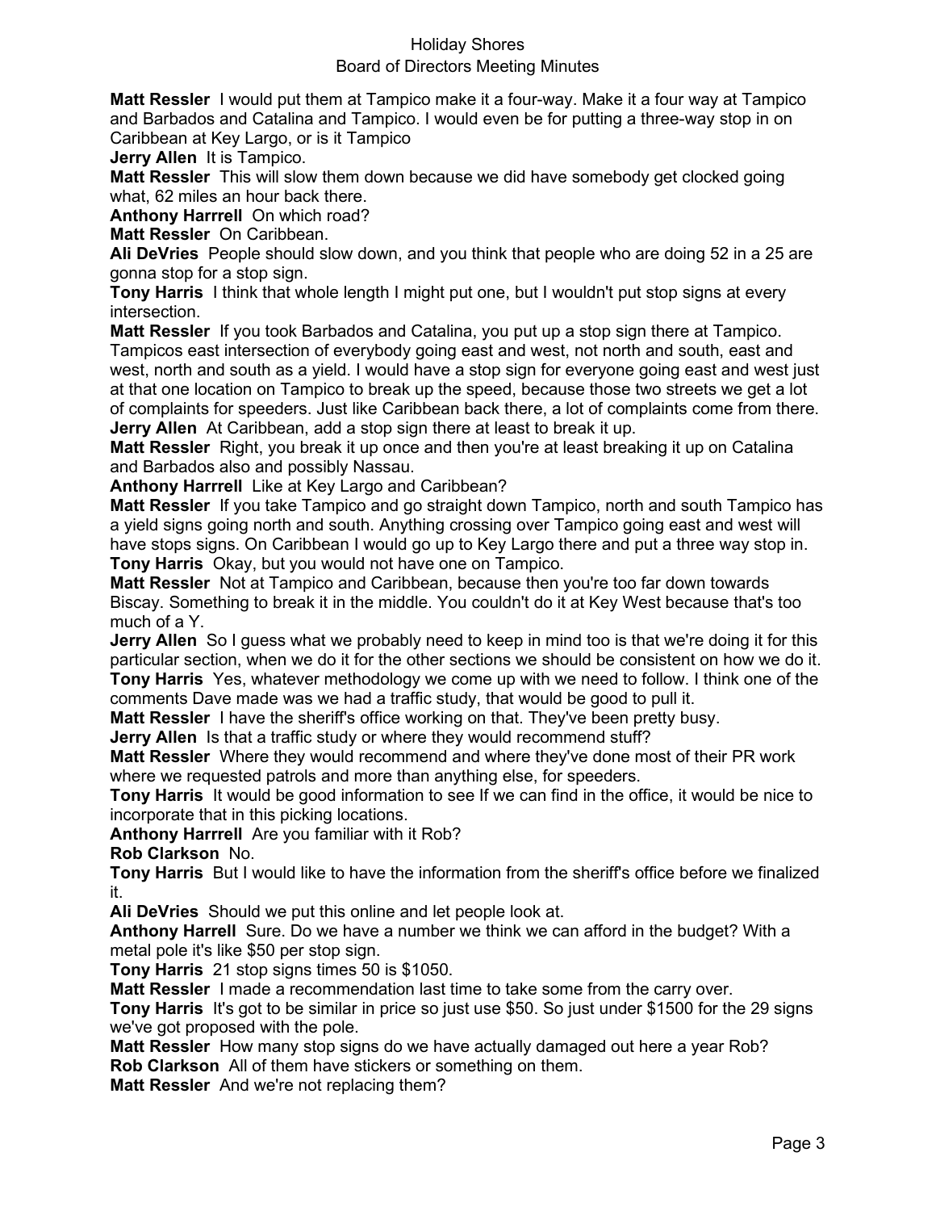**Matt Ressler** I would put them at Tampico make it a four-way. Make it a four way at Tampico and Barbados and Catalina and Tampico. I would even be for putting a three-way stop in on Caribbean at Key Largo, or is it Tampico

**Jerry Allen** It is Tampico.

**Matt Ressler** This will slow them down because we did have somebody get clocked going what, 62 miles an hour back there.

**Anthony Harrrell** On which road?

**Matt Ressler** On Caribbean.

**Ali DeVries** People should slow down, and you think that people who are doing 52 in a 25 are gonna stop for a stop sign.

**Tony Harris** I think that whole length I might put one, but I wouldn't put stop signs at every intersection.

**Matt Ressler** If you took Barbados and Catalina, you put up a stop sign there at Tampico. Tampicos east intersection of everybody going east and west, not north and south, east and west, north and south as a yield. I would have a stop sign for everyone going east and west just at that one location on Tampico to break up the speed, because those two streets we get a lot of complaints for speeders. Just like Caribbean back there, a lot of complaints come from there.

**Jerry Allen** At Caribbean, add a stop sign there at least to break it up.

**Matt Ressler** Right, you break it up once and then you're at least breaking it up on Catalina and Barbados also and possibly Nassau.

**Anthony Harrrell** Like at Key Largo and Caribbean?

**Matt Ressler** If you take Tampico and go straight down Tampico, north and south Tampico has a yield signs going north and south. Anything crossing over Tampico going east and west will have stops signs. On Caribbean I would go up to Key Largo there and put a three way stop in.

**Tony Harris** Okay, but you would not have one on Tampico.

**Matt Ressler** Not at Tampico and Caribbean, because then you're too far down towards Biscay. Something to break it in the middle. You couldn't do it at Key West because that's too much of a Y.

**Jerry Allen** So I guess what we probably need to keep in mind too is that we're doing it for this particular section, when we do it for the other sections we should be consistent on how we do it.

**Tony Harris** Yes, whatever methodology we come up with we need to follow. I think one of the comments Dave made was we had a traffic study, that would be good to pull it.

**Matt Ressler** I have the sheriff's office working on that. They've been pretty busy.

**Jerry Allen** Is that a traffic study or where they would recommend stuff?

**Matt Ressler** Where they would recommend and where they've done most of their PR work where we requested patrols and more than anything else, for speeders.

**Tony Harris** It would be good information to see If we can find in the office, it would be nice to incorporate that in this picking locations.

**Anthony Harrrell** Are you familiar with it Rob?

**Rob Clarkson** No.

**Tony Harris** But I would like to have the information from the sheriff's office before we finalized it.

**Ali DeVries** Should we put this online and let people look at.

**Anthony Harrell** Sure. Do we have a number we think we can afford in the budget? With a metal pole it's like $50 per stop sign.

**Tony Harris** 21 stop signs times 50 is $1050.

**Matt Ressler** I made a recommendation last time to take some from the carry over.

**Tony Harris** It's got to be similar in price so just use $50. So just under $1500 for the 29 signs we've got proposed with the pole.

**Matt Ressler** How many stop signs do we have actually damaged out here a year Rob?

**Rob Clarkson** All of them have stickers or something on them.

**Matt Ressler** And we're not replacing them?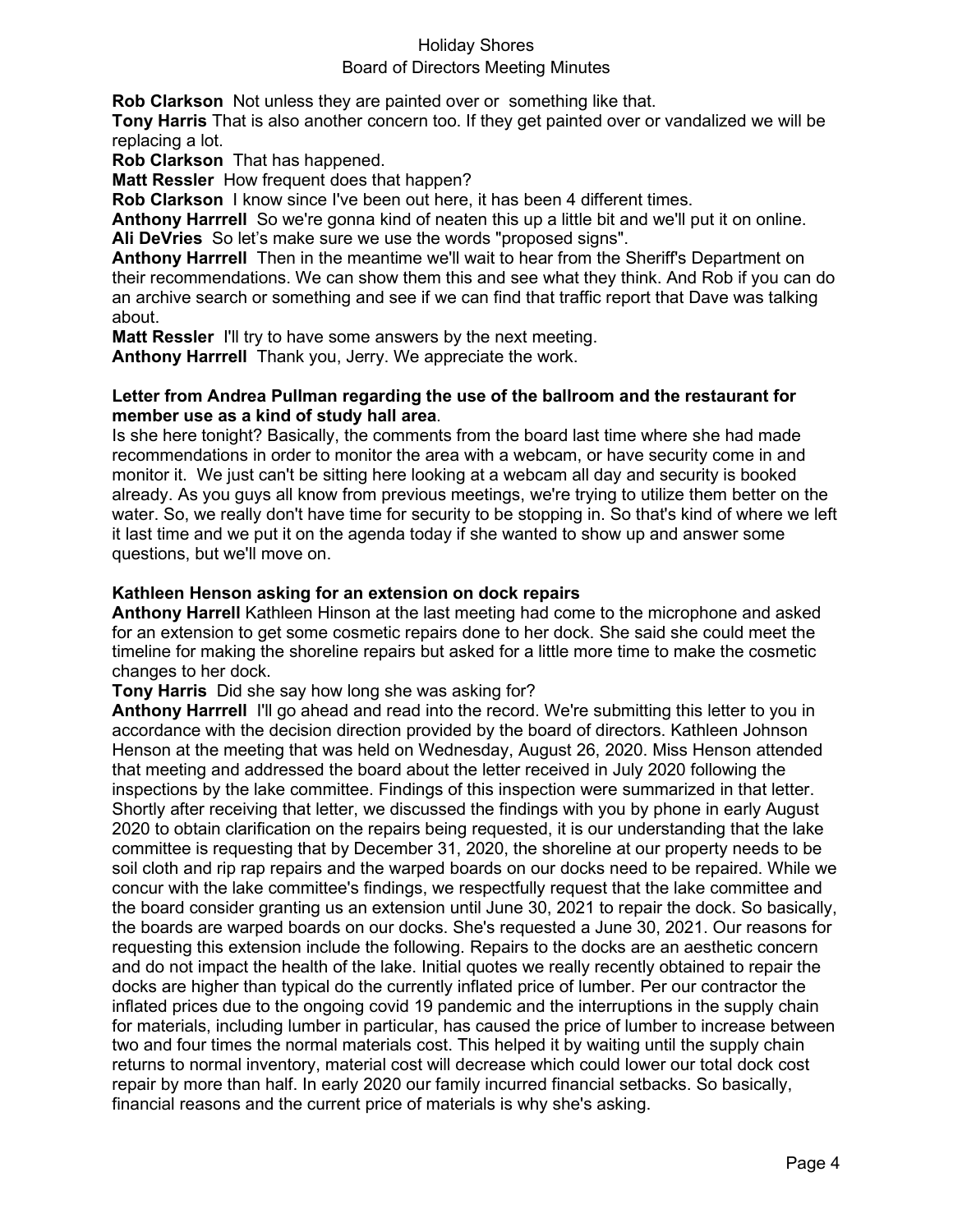**Rob Clarkson** Not unless they are painted over or something like that.

**Tony Harris** That is also another concern too. If they get painted over or vandalized we will be replacing a lot.

**Rob Clarkson** That has happened.

**Matt Ressler** How frequent does that happen?

**Rob Clarkson** I know since I've been out here, it has been 4 different times.

**Anthony Harrrell** So we're gonna kind of neaten this up a little bit and we'll put it on online.

**Ali DeVries** So let's make sure we use the words "proposed signs".

**Anthony Harrrell** Then in the meantime we'll wait to hear from the Sheriff's Department on their recommendations. We can show them this and see what they think. And Rob if you can do an archive search or something and see if we can find that traffic report that Dave was talking about.

**Matt Ressler** I'll try to have some answers by the next meeting.

**Anthony Harrrell** Thank you, Jerry. We appreciate the work.

**Letter from Andrea Pullman regarding the use of the ballroom and the restaurant for member use as a kind of study hall area**.

Is she here tonight? Basically, the comments from the board last time where she had made recommendations in order to monitor the area with a webcam, or have security come in and monitor it. We just can't be sitting here looking at a webcam all day and security is booked already. As you guys all know from previous meetings, we're trying to utilize them better on the water. So, we really don't have time for security to be stopping in. So that's kind of where we left it last time and we put it on the agenda today if she wanted to show up and answer some questions, but we'll move on.

**Kathleen Henson asking for an extension on dock repairs**

**Anthony Harrell** Kathleen Hinson at the last meeting had come to the microphone and asked for an extension to get some cosmetic repairs done to her dock. She said she could meet the timeline for making the shoreline repairs but asked for a little more time to make the cosmetic changes to her dock.

**Tony Harris** Did she say how long she was asking for?

**Anthony Harrrell** I'll go ahead and read into the record. We're submitting this letter to you in accordance with the decision direction provided by the board of directors. Kathleen Johnson Henson at the meeting that was held on Wednesday, August 26, 2020. Miss Henson attended that meeting and addressed the board about the letter received in July 2020 following the inspections by the lake committee. Findings of this inspection were summarized in that letter. Shortly after receiving that letter, we discussed the findings with you by phone in early August 2020 to obtain clarification on the repairs being requested, it is our understanding that the lake committee is requesting that by December 31, 2020, the shoreline at our property needs to be soil cloth and rip rap repairs and the warped boards on our docks need to be repaired. While we concur with the lake committee's findings, we respectfully request that the lake committee and the board consider granting us an extension until June 30, 2021 to repair the dock. So basically, the boards are warped boards on our docks. She's requested a June 30, 2021. Our reasons for requesting this extension include the following. Repairs to the docks are an aesthetic concern and do not impact the health of the lake. Initial quotes we really recently obtained to repair the docks are higher than typical do the currently inflated price of lumber. Per our contractor the inflated prices due to the ongoing covid 19 pandemic and the interruptions in the supply chain for materials, including lumber in particular, has caused the price of lumber to increase between two and four times the normal materials cost. This helped it by waiting until the supply chain returns to normal inventory, material cost will decrease which could lower our total dock cost repair by more than half. In early 2020 our family incurred financial setbacks. So basically, financial reasons and the current price of materials is why she's asking.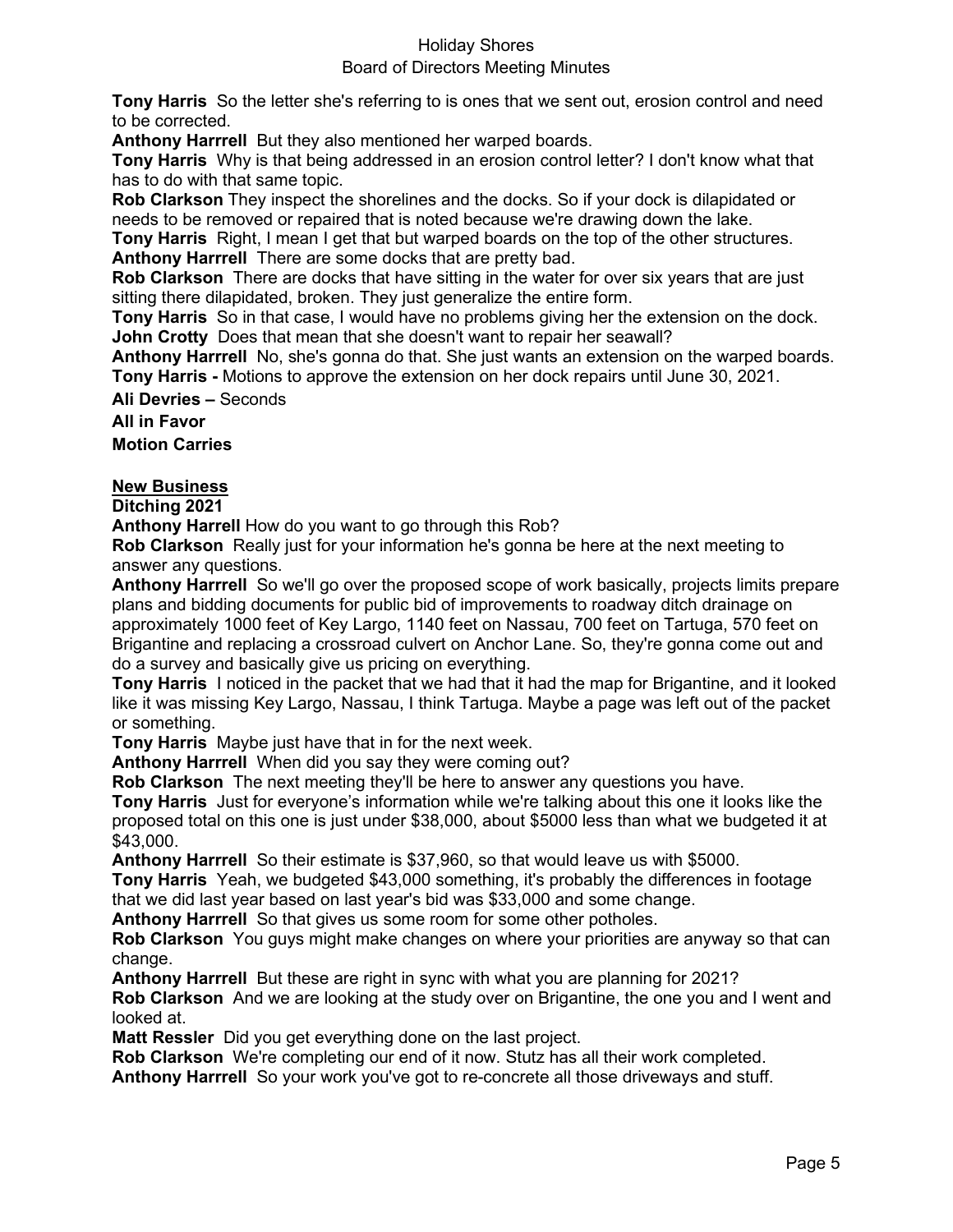**Tony Harris** So the letter she's referring to is ones that we sent out, erosion control and need to be corrected.

**Anthony Harrrell** But they also mentioned her warped boards.

**Tony Harris** Why is that being addressed in an erosion control letter? I don't know what that has to do with that same topic.

**Rob Clarkson** They inspect the shorelines and the docks. So if your dock is dilapidated or needs to be removed or repaired that is noted because we're drawing down the lake.

**Tony Harris** Right, I mean I get that but warped boards on the top of the other structures.

**Anthony Harrrell** There are some docks that are pretty bad.

**Rob Clarkson** There are docks that have sitting in the water for over six years that are just sitting there dilapidated, broken. They just generalize the entire form.

**Tony Harris** So in that case, I would have no problems giving her the extension on the dock.

**John Crotty** Does that mean that she doesn't want to repair her seawall?

**Anthony Harrrell** No, she's gonna do that. She just wants an extension on the warped boards.

**Tony Harris -** Motions to approve the extension on her dock repairs until June 30, 2021.

**Ali Devries –** Seconds

**All in Favor**

**Motion Carries**

**New Business**

**Ditching 2021**

**Anthony Harrell** How do you want to go through this Rob?

**Rob Clarkson** Really just for your information he's gonna be here at the next meeting to answer any questions.

**Anthony Harrrell** So we'll go over the proposed scope of work basically, projects limits prepare plans and bidding documents for public bid of improvements to roadway ditch drainage on approximately 1000 feet of Key Largo, 1140 feet on Nassau, 700 feet on Tartuga, 570 feet on Brigantine and replacing a crossroad culvert on Anchor Lane. So, they're gonna come out and do a survey and basically give us pricing on everything.

**Tony Harris** I noticed in the packet that we had that it had the map for Brigantine, and it looked like it was missing Key Largo, Nassau, I think Tartuga. Maybe a page was left out of the packet or something.

**Tony Harris** Maybe just have that in for the next week.

**Anthony Harrrell** When did you say they were coming out?

**Rob Clarkson** The next meeting they'll be here to answer any questions you have.

**Tony Harris** Just for everyone's information while we're talking about this one it looks like the proposed total on this one is just under $38,000, about $5000 less than what we budgeted it at $43,000.

**Anthony Harrrell** So their estimate is $37,960, so that would leave us with $5000.

**Tony Harris** Yeah, we budgeted $43,000 something, it's probably the differences in footage that we did last year based on last year's bid was $33,000 and some change.

**Anthony Harrrell** So that gives us some room for some other potholes.

**Rob Clarkson** You guys might make changes on where your priorities are anyway so that can change.

**Anthony Harrrell** But these are right in sync with what you are planning for 2021?

**Rob Clarkson** And we are looking at the study over on Brigantine, the one you and I went and looked at.

**Matt Ressler** Did you get everything done on the last project.

**Rob Clarkson** We're completing our end of it now. Stutz has all their work completed.

**Anthony Harrrell** So your work you've got to re-concrete all those driveways and stuff.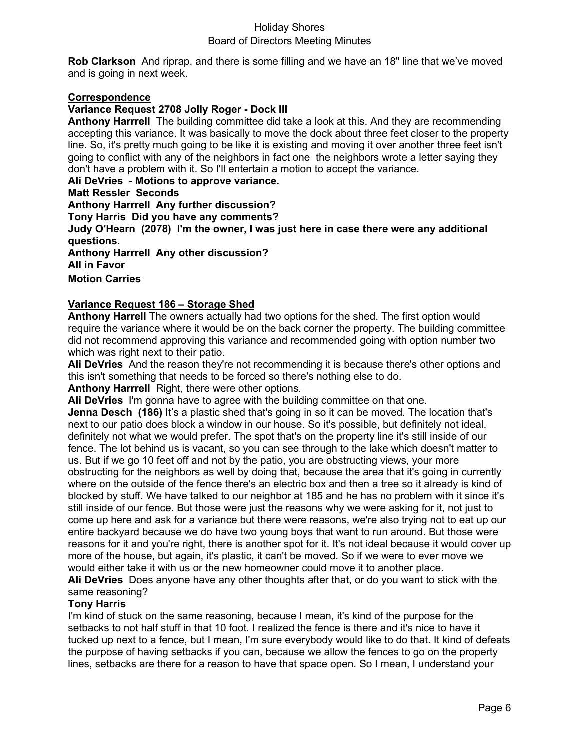**Rob Clarkson** And riprap, and there is some filling and we have an 18" line that we've moved and is going in next week.

**Correspondence**

**Variance Request 2708 Jolly Roger - Dock III**

**Anthony Harrrell** The building committee did take a look at this. And they are recommending accepting this variance. It was basically to move the dock about three feet closer to the property line. So, it's pretty much going to be like it is existing and moving it over another three feet isn't going to conflict with any of the neighbors in fact one the neighbors wrote a letter saying they don't have a problem with it. So I'll entertain a motion to accept the variance.

**Ali DeVries - Motions to approve variance.**

**Matt Ressler Seconds**

**Anthony Harrrell Any further discussion?**

**Tony Harris Did you have any comments?**

**Judy O'Hearn (2078) I'm the owner, I was just here in case there were any additional questions.**

**Anthony Harrrell Any other discussion?**

**All in Favor**

**Motion Carries**

**Variance Request 186 – Storage Shed**

**Anthony Harrell** The owners actually had two options for the shed. The first option would require the variance where it would be on the back corner the property. The building committee did not recommend approving this variance and recommended going with option number two which was right next to their patio.

**Ali DeVries** And the reason they're not recommending it is because there's other options and this isn't something that needs to be forced so there's nothing else to do.

**Anthony Harrrell** Right, there were other options.

**Ali DeVries** I'm gonna have to agree with the building committee on that one.

**Jenna Desch (186)** It's a plastic shed that's going in so it can be moved. The location that's next to our patio does block a window in our house. So it's possible, but definitely not ideal, definitely not what we would prefer. The spot that's on the property line it's still inside of our fence. The lot behind us is vacant, so you can see through to the lake which doesn't matter to us. But if we go 10 feet off and not by the patio, you are obstructing views, your more obstructing for the neighbors as well by doing that, because the area that it's going in currently where on the outside of the fence there's an electric box and then a tree so it already is kind of blocked by stuff. We have talked to our neighbor at 185 and he has no problem with it since it's still inside of our fence. But those were just the reasons why we were asking for it, not just to come up here and ask for a variance but there were reasons, we're also trying not to eat up our entire backyard because we do have two young boys that want to run around. But those were reasons for it and you're right, there is another spot for it. It's not ideal because it would cover up more of the house, but again, it's plastic, it can't be moved. So if we were to ever move we would either take it with us or the new homeowner could move it to another place.

**Ali DeVries** Does anyone have any other thoughts after that, or do you want to stick with the same reasoning?

**Tony Harris**

I'm kind of stuck on the same reasoning, because I mean, it's kind of the purpose for the setbacks to not half stuff in that 10 foot. I realized the fence is there and it's nice to have it tucked up next to a fence, but I mean, I'm sure everybody would like to do that. It kind of defeats the purpose of having setbacks if you can, because we allow the fences to go on the property lines, setbacks are there for a reason to have that space open. So I mean, I understand your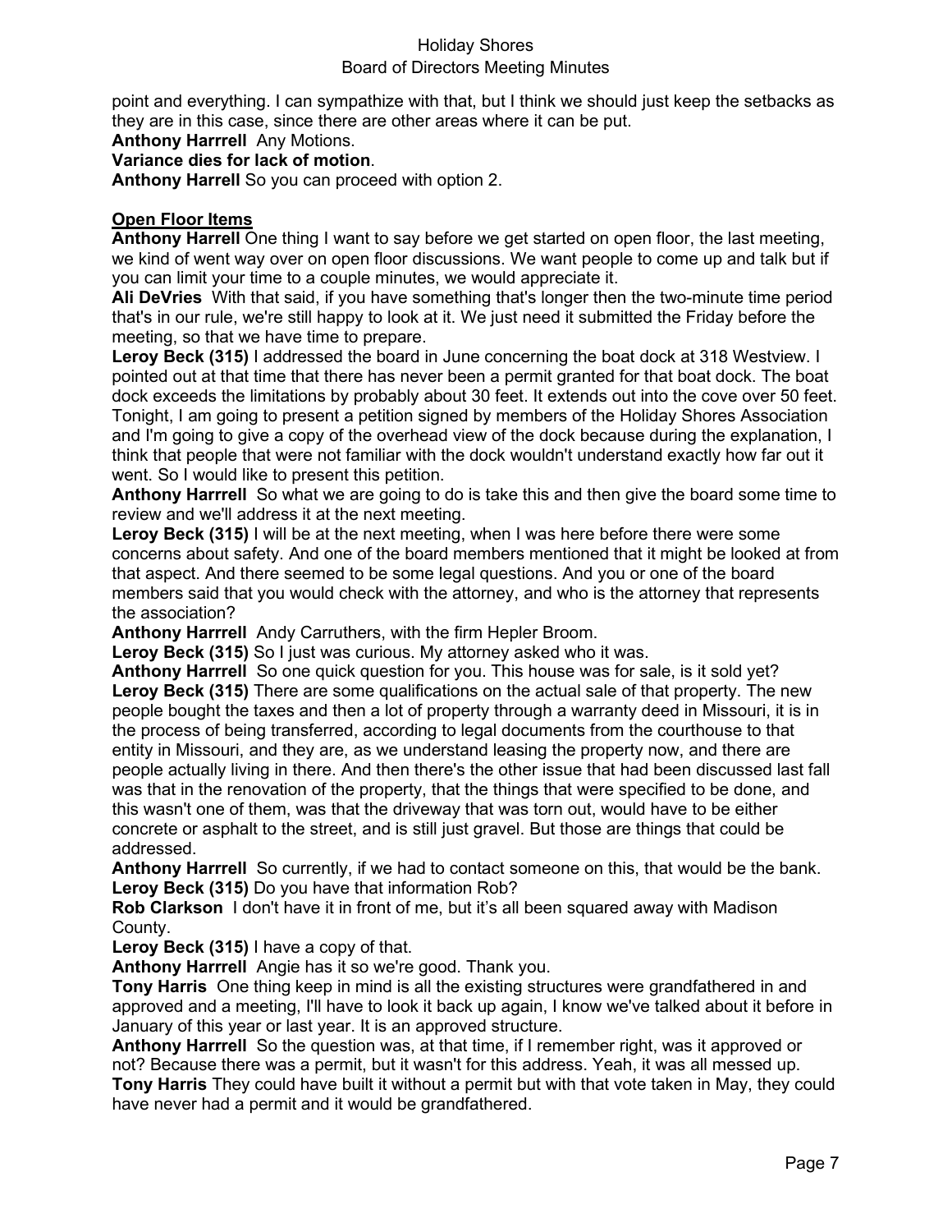point and everything. I can sympathize with that, but I think we should just keep the setbacks as they are in this case, since there are other areas where it can be put.

**Anthony Harrrell** Any Motions.

**Variance dies for lack of motion**.

**Anthony Harrell** So you can proceed with option 2.

## Open Floor Items

**Anthony Harrell** One thing I want to say before we get started on open floor, the last meeting, we kind of went way over on open floor discussions. We want people to come up and talk but if you can limit your time to a couple minutes, we would appreciate it.

**Ali DeVries** With that said, if you have something that's longer then the two-minute time period that's in our rule, we're still happy to look at it. We just need it submitted the Friday before the meeting, so that we have time to prepare.

**Leroy Beck (315)** I addressed the board in June concerning the boat dock at 318 Westview. I pointed out at that time that there has never been a permit granted for that boat dock. The boat dock exceeds the limitations by probably about 30 feet. It extends out into the cove over 50 feet. Tonight, I am going to present a petition signed by members of the Holiday Shores Association and I'm going to give a copy of the overhead view of the dock because during the explanation, I think that people that were not familiar with the dock wouldn't understand exactly how far out it went. So I would like to present this petition.

**Anthony Harrrell** So what we are going to do is take this and then give the board some time to review and we'll address it at the next meeting.

**Leroy Beck (315)** I will be at the next meeting, when I was here before there were some concerns about safety. And one of the board members mentioned that it might be looked at from that aspect. And there seemed to be some legal questions. And you or one of the board members said that you would check with the attorney, and who is the attorney that represents the association?

**Anthony Harrrell** Andy Carruthers, with the firm Hepler Broom.

**Leroy Beck (315)** So I just was curious. My attorney asked who it was.

**Anthony Harrrell** So one quick question for you. This house was for sale, is it sold yet?

**Leroy Beck (315)** There are some qualifications on the actual sale of that property. The new people bought the taxes and then a lot of property through a warranty deed in Missouri, it is in the process of being transferred, according to legal documents from the courthouse to that entity in Missouri, and they are, as we understand leasing the property now, and there are people actually living in there. And then there's the other issue that had been discussed last fall was that in the renovation of the property, that the things that were specified to be done, and this wasn't one of them, was that the driveway that was torn out, would have to be either concrete or asphalt to the street, and is still just gravel. But those are things that could be addressed.

**Anthony Harrrell** So currently, if we had to contact someone on this, that would be the bank.

**Leroy Beck (315)** Do you have that information Rob?

**Rob Clarkson** I don't have it in front of me, but it's all been squared away with Madison County.

**Leroy Beck (315)** I have a copy of that.

**Anthony Harrrell** Angie has it so we're good. Thank you.

**Tony Harris** One thing keep in mind is all the existing structures were grandfathered in and approved and a meeting, I'll have to look it back up again, I know we've talked about it before in January of this year or last year. It is an approved structure.

**Anthony Harrrell** So the question was, at that time, if I remember right, was it approved or not? Because there was a permit, but it wasn't for this address. Yeah, it was all messed up.

**Tony Harris** They could have built it without a permit but with that vote taken in May, they could have never had a permit and it would be grandfathered.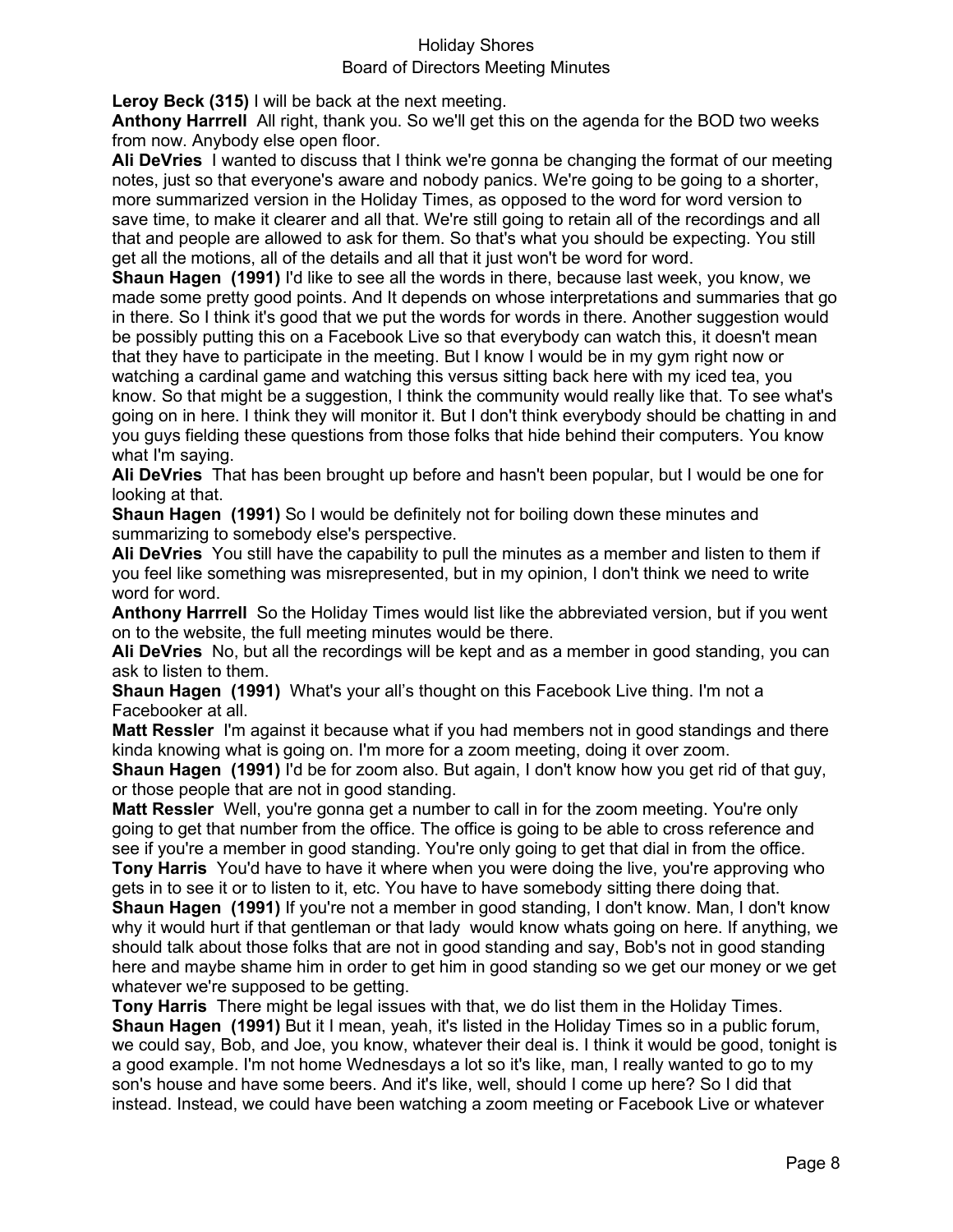**Leroy Beck (315)** I will be back at the next meeting.

**Anthony Harrrell** All right, thank you. So we'll get this on the agenda for the BOD two weeks from now. Anybody else open floor.

**Ali DeVries** I wanted to discuss that I think we're gonna be changing the format of our meeting notes, just so that everyone's aware and nobody panics. We're going to be going to a shorter, more summarized version in the Holiday Times, as opposed to the word for word version to save time, to make it clearer and all that. We're still going to retain all of the recordings and all that and people are allowed to ask for them. So that's what you should be expecting. You still get all the motions, all of the details and all that it just won't be word for word.

**Shaun Hagen (1991)** I'd like to see all the words in there, because last week, you know, we made some pretty good points. And It depends on whose interpretations and summaries that go in there. So I think it's good that we put the words for words in there. Another suggestion would be possibly putting this on a Facebook Live so that everybody can watch this, it doesn't mean that they have to participate in the meeting. But I know I would be in my gym right now or watching a cardinal game and watching this versus sitting back here with my iced tea, you know. So that might be a suggestion, I think the community would really like that. To see what's going on in here. I think they will monitor it. But I don't think everybody should be chatting in and you guys fielding these questions from those folks that hide behind their computers. You know what I'm saying.

**Ali DeVries** That has been brought up before and hasn't been popular, but I would be one for looking at that.

**Shaun Hagen (1991)** So I would be definitely not for boiling down these minutes and summarizing to somebody else's perspective.

**Ali DeVries** You still have the capability to pull the minutes as a member and listen to them if you feel like something was misrepresented, but in my opinion, I don't think we need to write word for word.

**Anthony Harrrell** So the Holiday Times would list like the abbreviated version, but if you went on to the website, the full meeting minutes would be there.

**Ali DeVries** No, but all the recordings will be kept and as a member in good standing, you can ask to listen to them.

**Shaun Hagen (1991)** What's your all's thought on this Facebook Live thing. I'm not a Facebooker at all.

**Matt Ressler** I'm against it because what if you had members not in good standings and there kinda knowing what is going on. I'm more for a zoom meeting, doing it over zoom.

**Shaun Hagen (1991)** I'd be for zoom also. But again, I don't know how you get rid of that guy, or those people that are not in good standing.

**Matt Ressler** Well, you're gonna get a number to call in for the zoom meeting. You're only going to get that number from the office. The office is going to be able to cross reference and see if you're a member in good standing. You're only going to get that dial in from the office.

**Tony Harris** You'd have to have it where when you were doing the live, you're approving who gets in to see it or to listen to it, etc. You have to have somebody sitting there doing that.

**Shaun Hagen (1991)** If you're not a member in good standing, I don't know. Man, I don't know why it would hurt if that gentleman or that lady would know whats going on here. If anything, we should talk about those folks that are not in good standing and say, Bob's not in good standing here and maybe shame him in order to get him in good standing so we get our money or we get whatever we're supposed to be getting.

**Tony Harris** There might be legal issues with that, we do list them in the Holiday Times.

**Shaun Hagen (1991)** But it I mean, yeah, it's listed in the Holiday Times so in a public forum, we could say, Bob, and Joe, you know, whatever their deal is. I think it would be good, tonight is a good example. I'm not home Wednesdays a lot so it's like, man, I really wanted to go to my son's house and have some beers. And it's like, well, should I come up here? So I did that instead. Instead, we could have been watching a zoom meeting or Facebook Live or whatever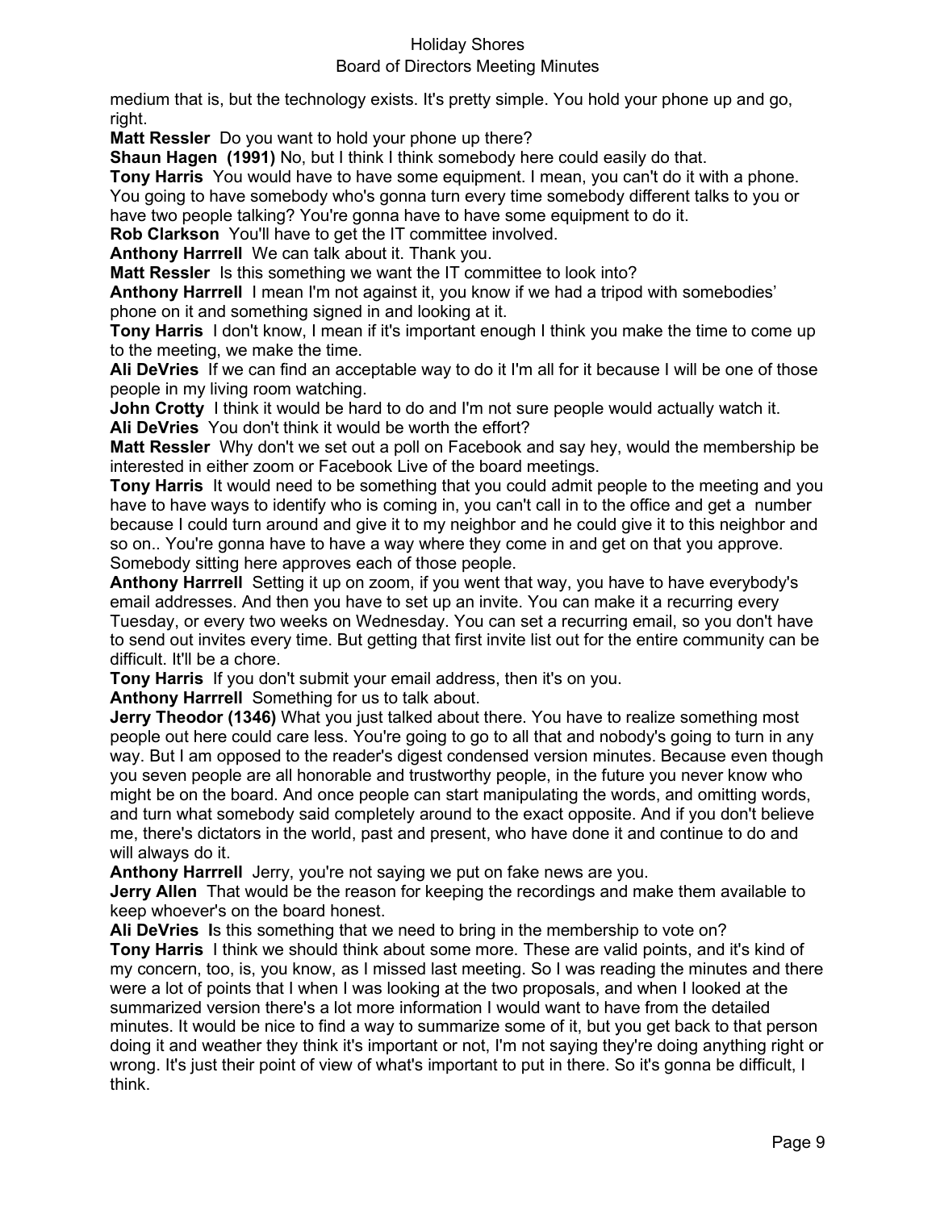medium that is, but the technology exists. It's pretty simple. You hold your phone up and go, right.

**Matt Ressler** Do you want to hold your phone up there?

**Shaun Hagen (1991)** No, but I think I think somebody here could easily do that.

**Tony Harris** You would have to have some equipment. I mean, you can't do it with a phone. You going to have somebody who's gonna turn every time somebody different talks to you or have two people talking? You're gonna have to have some equipment to do it.

**Rob Clarkson** You'll have to get the IT committee involved.

**Anthony Harrrell** We can talk about it. Thank you.

**Matt Ressler** Is this something we want the IT committee to look into?

**Anthony Harrrell** I mean I'm not against it, you know if we had a tripod with somebodies' phone on it and something signed in and looking at it.

**Tony Harris** I don't know, I mean if it's important enough I think you make the time to come up to the meeting, we make the time.

**Ali DeVries** If we can find an acceptable way to do it I'm all for it because I will be one of those people in my living room watching.

**John Crotty** I think it would be hard to do and I'm not sure people would actually watch it.

**Ali DeVries** You don't think it would be worth the effort?

**Matt Ressler** Why don't we set out a poll on Facebook and say hey, would the membership be interested in either zoom or Facebook Live of the board meetings.

**Tony Harris** It would need to be something that you could admit people to the meeting and you have to have ways to identify who is coming in, you can't call in to the office and get a number because I could turn around and give it to my neighbor and he could give it to this neighbor and so on.. You're gonna have to have a way where they come in and get on that you approve. Somebody sitting here approves each of those people.

**Anthony Harrrell** Setting it up on zoom, if you went that way, you have to have everybody's email addresses. And then you have to set up an invite. You can make it a recurring every Tuesday, or every two weeks on Wednesday. You can set a recurring email, so you don't have to send out invites every time. But getting that first invite list out for the entire community can be difficult. It'll be a chore.

**Tony Harris** If you don't submit your email address, then it's on you.

**Anthony Harrrell** Something for us to talk about.

**Jerry Theodor (1346)** What you just talked about there. You have to realize something most people out here could care less. You're going to go to all that and nobody's going to turn in any way. But I am opposed to the reader's digest condensed version minutes. Because even though you seven people are all honorable and trustworthy people, in the future you never know who might be on the board. And once people can start manipulating the words, and omitting words, and turn what somebody said completely around to the exact opposite. And if you don't believe me, there's dictators in the world, past and present, who have done it and continue to do and will always do it.

**Anthony Harrrell** Jerry, you're not saying we put on fake news are you.

**Jerry Allen** That would be the reason for keeping the recordings and make them available to keep whoever's on the board honest.

**Ali DeVries** Is this something that we need to bring in the membership to vote on?

**Tony Harris** I think we should think about some more. These are valid points, and it's kind of my concern, too, is, you know, as I missed last meeting. So I was reading the minutes and there were a lot of points that I when I was looking at the two proposals, and when I looked at the summarized version there's a lot more information I would want to have from the detailed minutes. It would be nice to find a way to summarize some of it, but you get back to that person doing it and weather they think it's important or not, I'm not saying they're doing anything right or wrong. It's just their point of view of what's important to put in there. So it's gonna be difficult, I think.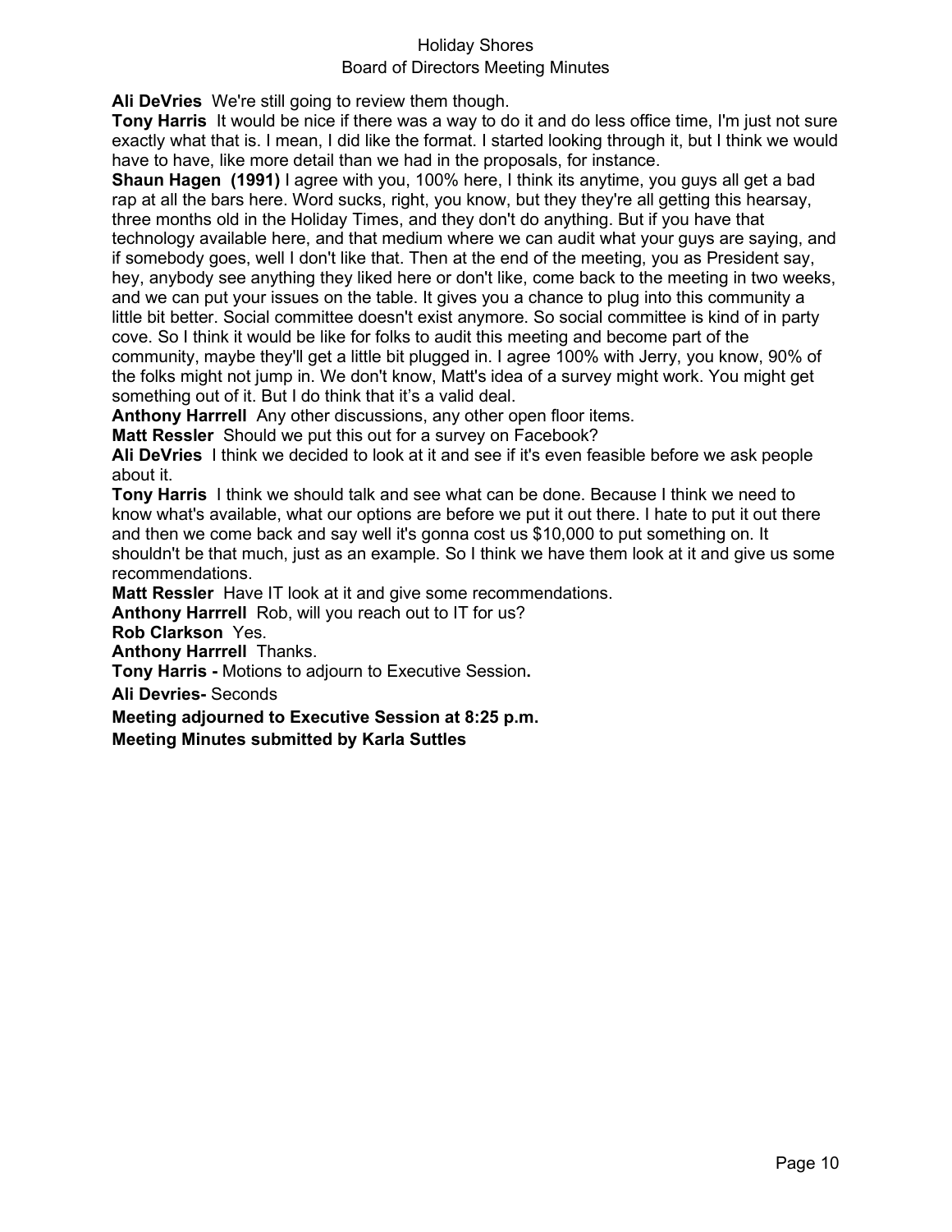**Ali DeVries** We're still going to review them though.

**Tony Harris** It would be nice if there was a way to do it and do less office time, I'm just not sure exactly what that is. I mean, I did like the format. I started looking through it, but I think we would have to have, like more detail than we had in the proposals, for instance.

**Shaun Hagen (1991)** I agree with you, 100% here, I think its anytime, you guys all get a bad rap at all the bars here. Word sucks, right, you know, but they they're all getting this hearsay, three months old in the Holiday Times, and they don't do anything. But if you have that technology available here, and that medium where we can audit what your guys are saying, and if somebody goes, well I don't like that. Then at the end of the meeting, you as President say, hey, anybody see anything they liked here or don't like, come back to the meeting in two weeks, and we can put your issues on the table. It gives you a chance to plug into this community a little bit better. Social committee doesn't exist anymore. So social committee is kind of in party cove. So I think it would be like for folks to audit this meeting and become part of the community, maybe they'll get a little bit plugged in. I agree 100% with Jerry, you know, 90% of the folks might not jump in. We don't know, Matt's idea of a survey might work. You might get something out of it. But I do think that it's a valid deal.

**Anthony Harrrell** Any other discussions, any other open floor items.

**Matt Ressler** Should we put this out for a survey on Facebook?

**Ali DeVries** I think we decided to look at it and see if it's even feasible before we ask people about it.

**Tony Harris** I think we should talk and see what can be done. Because I think we need to know what's available, what our options are before we put it out there. I hate to put it out there and then we come back and say well it's gonna cost us $10,000 to put something on. It shouldn't be that much, just as an example. So I think we have them look at it and give us some recommendations.

**Matt Ressler** Have IT look at it and give some recommendations.

**Anthony Harrrell** Rob, will you reach out to IT for us?

**Rob Clarkson** Yes.

**Anthony Harrrell** Thanks.

**Tony Harris -** Motions to adjourn to Executive Session**.**

**Ali Devries-** Seconds

**Meeting adjourned to Executive Session at 8:25 p.m.**

**Meeting Minutes submitted by Karla Suttles**